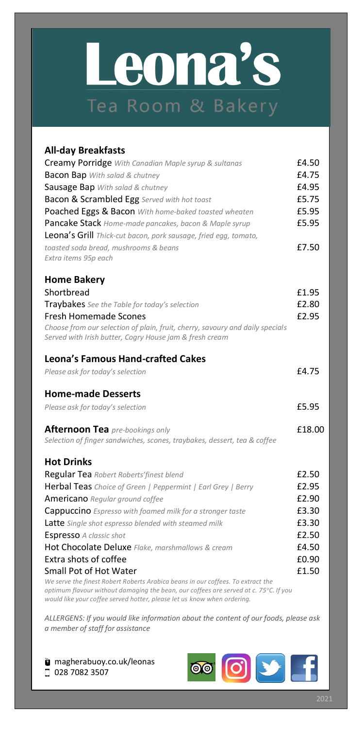# Leona's

## Tea Room & Bakery

### All-day Breakfasts

| Item | Price |
|---|---|
| Creamy Porridge *With Canadian Maple syrup & sultanas* | £4.50 |
| Bacon Bap *With salad & chutney* | £4.75 |
| Sausage Bap *With salad & chutney* | £4.95 |
| Bacon & Scrambled Egg *Served with hot toast* | £5.75 |
| Poached Eggs & Bacon *With home-baked toasted wheaten* | £5.95 |
| Pancake Stack *Home-made pancakes, bacon & Maple syrup* | £5.95 |
| Leona's Grill *Thick-cut bacon, pork sausage, fried egg, tomato, toasted soda bread, mushrooms & beans* | £7.50 |

*Extra items 95p each*

### Home Bakery

| Item | Price |
|---|---|
| Shortbread | £1.95 |
| Traybakes *See the Table for today's selection* | £2.80 |
| Fresh Homemade Scones | £2.95 |

*Choose from our selection of plain, fruit, cherry, savoury and daily specials*
*Served with Irish butter, Cogry House jam & fresh cream*

### Leona's Famous Hand-crafted Cakes

*Please ask for today's selection* £4.75

### Home-made Desserts

*Please ask for today's selection* £5.95

### Afternoon Tea *pre-bookings only* £18.00

*Selection of finger sandwiches, scones, traybakes, dessert, tea & coffee*

### Hot Drinks

| Item | Price |
|---|---|
| Regular Tea *Robert Roberts'finest blend* | £2.50 |
| Herbal Teas *Choice of Green \| Peppermint \| Earl Grey \| Berry* | £2.95 |
| Americano *Regular ground coffee* | £2.90 |
| Cappuccino *Espresso with foamed milk for a stronger taste* | £3.30 |
| Latte *Single shot espresso blended with steamed milk* | £3.30 |
| Espresso *A classic shot* | £2.50 |
| Hot Chocolate Deluxe *Flake, marshmallows & cream* | £4.50 |
| Extra shots of coffee | £0.90 |
| Small Pot of Hot Water | £1.50 |

*We serve the finest Robert Roberts Arabica beans in our coffees. To extract the optimum flavour without damaging the bean, our coffees are served at c. 75°C. If you would like your coffee served hotter, please let us know when ordering.*

*ALLERGENS: If you would like information about the content of our foods, please ask a member of staff for assistance*

magherabuoy.co.uk/leonas
028 7082 3507

2021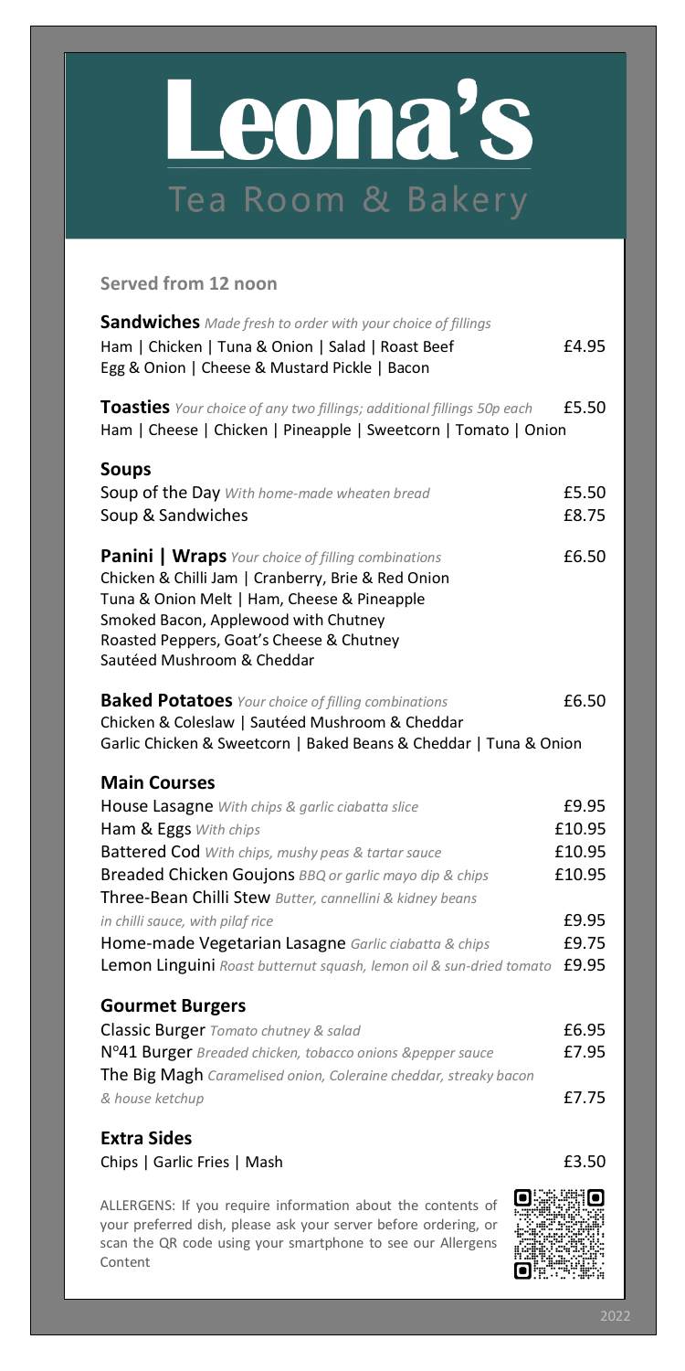# Leona's

## Tea Room & Bakery

**Served from 12 noon**

**Sandwiches** *Made fresh to order with your choice of fillings*
Ham | Chicken | Tuna & Onion | Salad | Roast Beef — £4.95
Egg & Onion | Cheese & Mustard Pickle | Bacon

**Toasties** *Your choice of any two fillings; additional fillings 50p each* — £5.50
Ham | Cheese | Chicken | Pineapple | Sweetcorn | Tomato | Onion

### Soups

Soup of the Day *With home-made wheaten bread* — £5.50
Soup & Sandwiches — £8.75

**Panini | Wraps** *Your choice of filling combinations* — £6.50
Chicken & Chilli Jam | Cranberry, Brie & Red Onion
Tuna & Onion Melt | Ham, Cheese & Pineapple
Smoked Bacon, Applewood with Chutney
Roasted Peppers, Goat's Cheese & Chutney
Sautéed Mushroom & Cheddar

**Baked Potatoes** *Your choice of filling combinations* — £6.50
Chicken & Coleslaw | Sautéed Mushroom & Cheddar
Garlic Chicken & Sweetcorn | Baked Beans & Cheddar | Tuna & Onion

### Main Courses

House Lasagne *With chips & garlic ciabatta slice* — £9.95
Ham & Eggs *With chips* — £10.95
Battered Cod *With chips, mushy peas & tartar sauce* — £10.95
Breaded Chicken Goujons *BBQ or garlic mayo dip & chips* — £10.95
Three-Bean Chilli Stew *Butter, cannellini & kidney beans in chilli sauce, with pilaf rice* — £9.95
Home-made Vegetarian Lasagne *Garlic ciabatta & chips* — £9.75
Lemon Linguini *Roast butternut squash, lemon oil & sun-dried tomato* — £9.95

### Gourmet Burgers

Classic Burger *Tomato chutney & salad* — £6.95
N°41 Burger *Breaded chicken, tobacco onions &pepper sauce* — £7.95
The Big Magh *Caramelised onion, Coleraine cheddar, streaky bacon & house ketchup* — £7.75

### Extra Sides

Chips | Garlic Fries | Mash — £3.50

ALLERGENS: If you require information about the contents of your preferred dish, please ask your server before ordering, or scan the QR code using your smartphone to see our Allergens Content

2022